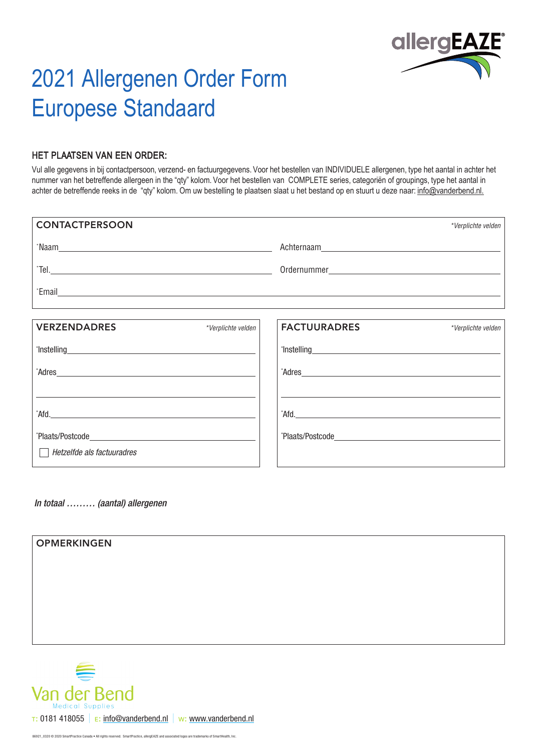allergEAZE®

# 2021 Allergenen Order Form
# Europese Standaard

## HET PLAATSEN VAN EEN ORDER:

Vul alle gegevens in bij contactpersoon, verzend- en factuurgegevens. Voor het bestellen van INDIVIDUELE allergenen, type het aantal in achter het nummer van het betreffende allergeen in the "qty" kolom. Voor het bestellen van COMPLETE series, categoriën of groupings, type het aantal in achter de betreffende reeks in de "qty" kolom. Om uw bestelling te plaatsen slaat u het bestand op en stuurt u deze naar: info@vanderbend.nl.

### CONTACTPERSOON

*\*Verplichte velden*

\*Naam\_\_\_\_\_\_\_\_\_\_\_\_\_\_\_\_\_\_\_\_ Achternaam\_\_\_\_\_\_\_\_\_\_\_\_\_\_\_\_\_\_\_\_

\*Tel.\_\_\_\_\_\_\_\_\_\_\_\_\_\_\_\_\_\_\_\_ Ordernummer\_\_\_\_\_\_\_\_\_\_\_\_\_\_\_\_\_\_\_\_

\*Email\_\_\_\_\_\_\_\_\_\_\_\_\_\_\_\_\_\_\_\_

### VERZENDADRES

*\*Verplichte velden*

\*Instelling\_\_\_\_\_\_\_\_\_\_\_\_\_\_\_\_\_\_\_\_

\*Adres\_\_\_\_\_\_\_\_\_\_\_\_\_\_\_\_\_\_\_\_

\_\_\_\_\_\_\_\_\_\_\_\_\_\_\_\_\_\_\_\_

\*Afd.\_\_\_\_\_\_\_\_\_\_\_\_\_\_\_\_\_\_\_\_

\*Plaats/Postcode\_\_\_\_\_\_\_\_\_\_\_\_\_\_\_\_\_\_\_\_

☐ *Hetzelfde als factuuradres*

### FACTUURADRES

*\*Verplichte velden*

\*Instelling\_\_\_\_\_\_\_\_\_\_\_\_\_\_\_\_\_\_\_\_

\*Adres\_\_\_\_\_\_\_\_\_\_\_\_\_\_\_\_\_\_\_\_

\_\_\_\_\_\_\_\_\_\_\_\_\_\_\_\_\_\_\_\_

\*Afd.\_\_\_\_\_\_\_\_\_\_\_\_\_\_\_\_\_\_\_\_

\*Plaats/Postcode\_\_\_\_\_\_\_\_\_\_\_\_\_\_\_\_\_\_\_\_

*In totaal ……… (aantal) allergenen*

### OPMERKINGEN

Van der Bend
Medical Supplies

T: 0181 418055 | E: info@vanderbend.nl | W: www.vanderbend.nl

86921_0320 © 2020 SmartPractice Canada • All rights reserved. SmartPractice, allergEAZE and associated logos are trademarks of SmartHealth, Inc.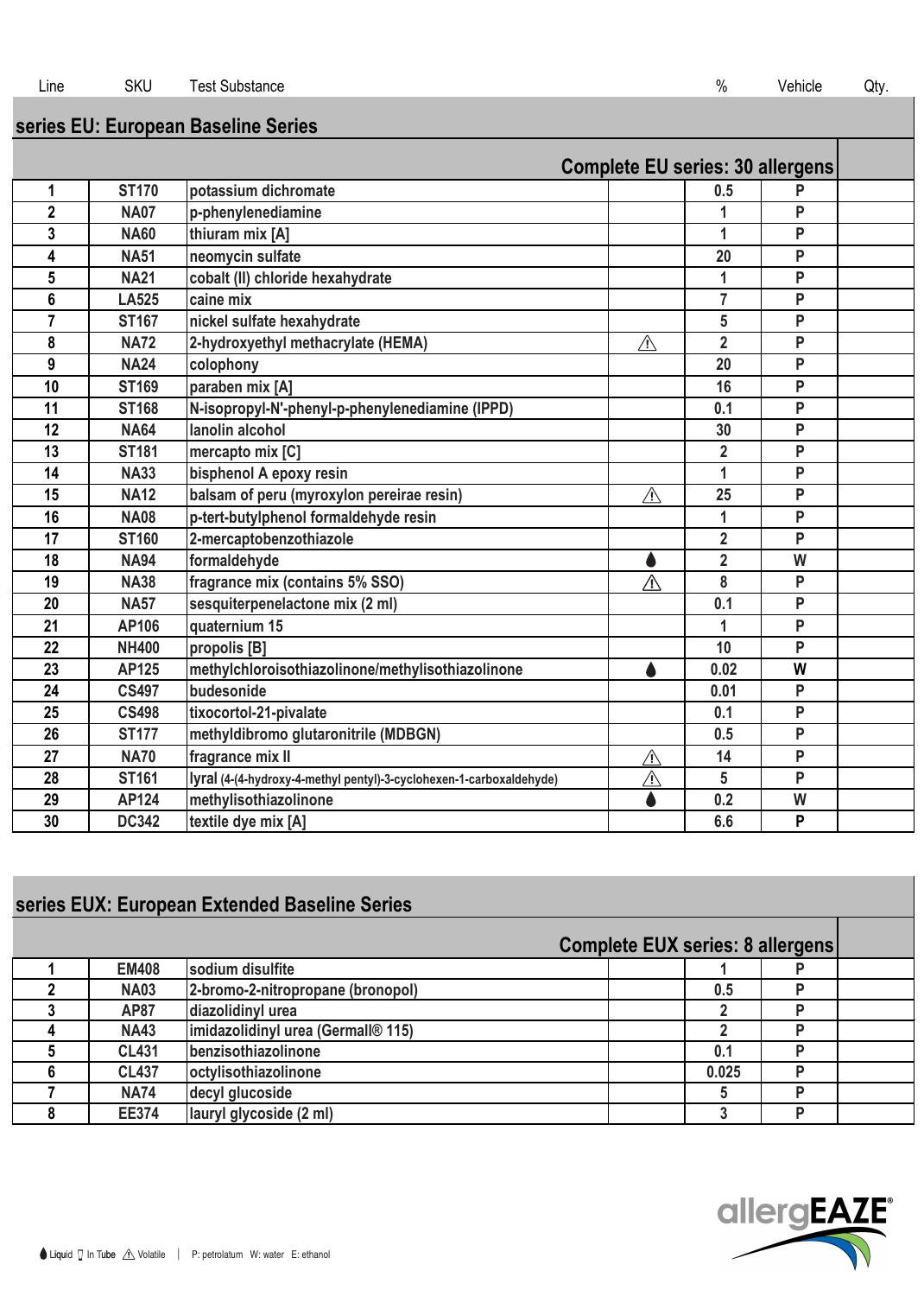| Line | SKU | Test Substance | | % | Vehicle | Qty. |
|---|---|---|---|---|---|---|

## series EU: European Baseline Series

**Complete EU series: 30 allergens**

| Line | SKU | Test Substance | | % | Vehicle | Qty. |
|---|---|---|---|---|---|---|
| 1 | ST170 | potassium dichromate | | 0.5 | P | |
| 2 | NA07 | p-phenylenediamine | | 1 | P | |
| 3 | NA60 | thiuram mix [A] | | 1 | P | |
| 4 | NA51 | neomycin sulfate | | 20 | P | |
| 5 | NA21 | cobalt (II) chloride hexahydrate | | 1 | P | |
| 6 | LA525 | caine mix | | 7 | P | |
| 7 | ST167 | nickel sulfate hexahydrate | | 5 | P | |
| 8 | NA72 | 2-hydroxyethyl methacrylate (HEMA) | ⚠ | 2 | P | |
| 9 | NA24 | colophony | | 20 | P | |
| 10 | ST169 | paraben mix [A] | | 16 | P | |
| 11 | ST168 | N-isopropyl-N'-phenyl-p-phenylenediamine (IPPD) | | 0.1 | P | |
| 12 | NA64 | lanolin alcohol | | 30 | P | |
| 13 | ST181 | mercapto mix [C] | | 2 | P | |
| 14 | NA33 | bisphenol A epoxy resin | | 1 | P | |
| 15 | NA12 | balsam of peru (myroxylon pereirae resin) | ⚠ | 25 | P | |
| 16 | NA08 | p-tert-butylphenol formaldehyde resin | | 1 | P | |
| 17 | ST160 | 2-mercaptobenzothiazole | | 2 | P | |
| 18 | NA94 | formaldehyde | 💧 | 2 | W | |
| 19 | NA38 | fragrance mix (contains 5% SSO) | ⚠ | 8 | P | |
| 20 | NA57 | sesquiterpenelactone mix (2 ml) | | 0.1 | P | |
| 21 | AP106 | quaternium 15 | | 1 | P | |
| 22 | NH400 | propolis [B] | | 10 | P | |
| 23 | AP125 | methylchloroisothiazolinone/methylisothiazolinone | 💧 | 0.02 | W | |
| 24 | CS497 | budesonide | | 0.01 | P | |
| 25 | CS498 | tixocortol-21-pivalate | | 0.1 | P | |
| 26 | ST177 | methyldibromo glutaronitrile (MDBGN) | | 0.5 | P | |
| 27 | NA70 | fragrance mix II | ⚠ | 14 | P | |
| 28 | ST161 | lyral (4-(4-hydroxy-4-methyl pentyl)-3-cyclohexen-1-carboxaldehyde) | ⚠ | 5 | P | |
| 29 | AP124 | methylisothiazolinone | 💧 | 0.2 | W | |
| 30 | DC342 | textile dye mix [A] | | 6.6 | P | |

## series EUX: European Extended Baseline Series

**Complete EUX series: 8 allergens**

| Line | SKU | Test Substance | | % | Vehicle | Qty. |
|---|---|---|---|---|---|---|
| 1 | EM408 | sodium disulfite | | 1 | P | |
| 2 | NA03 | 2-bromo-2-nitropropane (bronopol) | | 0.5 | P | |
| 3 | AP87 | diazolidinyl urea | | 2 | P | |
| 4 | NA43 | imidazolidinyl urea (Germall® 115) | | 2 | P | |
| 5 | CL431 | benzisothiazolinone | | 0.1 | P | |
| 6 | CL437 | octylisothiazolinone | | 0.025 | P | |
| 7 | NA74 | decyl glucoside | | 5 | P | |
| 8 | EE374 | lauryl glycoside (2 ml) | | 3 | P | |

💧 Liquid ▯ In Tube ⚠ Volatile | P: petrolatum W: water E: ethanol

allergEAZE®